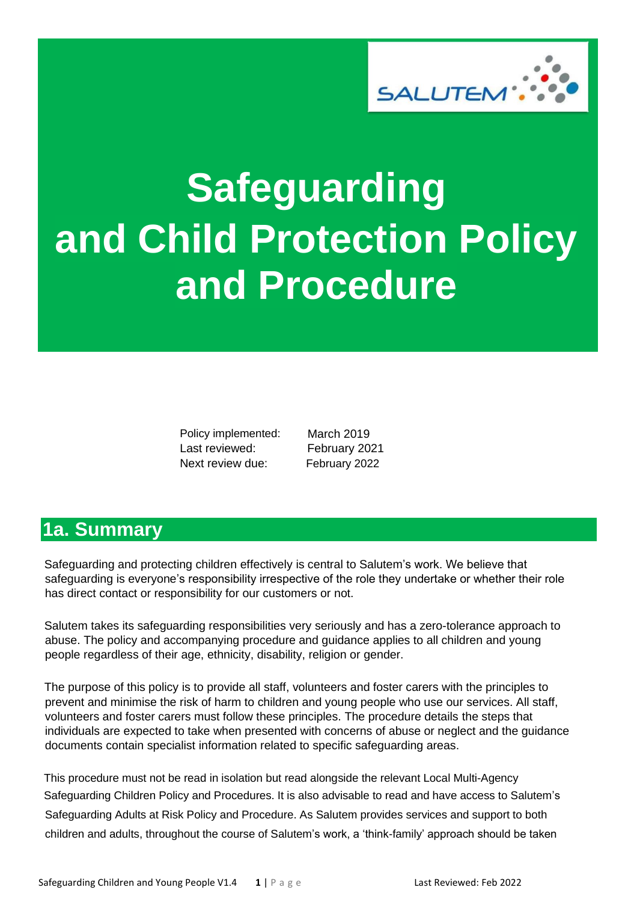# Safeguarding and Child Protection Policy and Procedure

Policy implemented: March 2019
Last reviewed: February 2021
Next review due: February 2022

## 1a. Summary

Safeguarding and protecting children effectively is central to Salutem's work. We believe that safeguarding is everyone's responsibility irrespective of the role they undertake or whether their role has direct contact or responsibility for our customers or not.

Salutem takes its safeguarding responsibilities very seriously and has a zero-tolerance approach to abuse. The policy and accompanying procedure and guidance applies to all children and young people regardless of their age, ethnicity, disability, religion or gender.

The purpose of this policy is to provide all staff, volunteers and foster carers with the principles to prevent and minimise the risk of harm to children and young people who use our services. All staff, volunteers and foster carers must follow these principles. The procedure details the steps that individuals are expected to take when presented with concerns of abuse or neglect and the guidance documents contain specialist information related to specific safeguarding areas.

This procedure must not be read in isolation but read alongside the relevant Local Multi-Agency Safeguarding Children Policy and Procedures. It is also advisable to read and have access to Salutem's Safeguarding Adults at Risk Policy and Procedure. As Salutem provides services and support to both children and adults, throughout the course of Salutem's work, a 'think-family' approach should be taken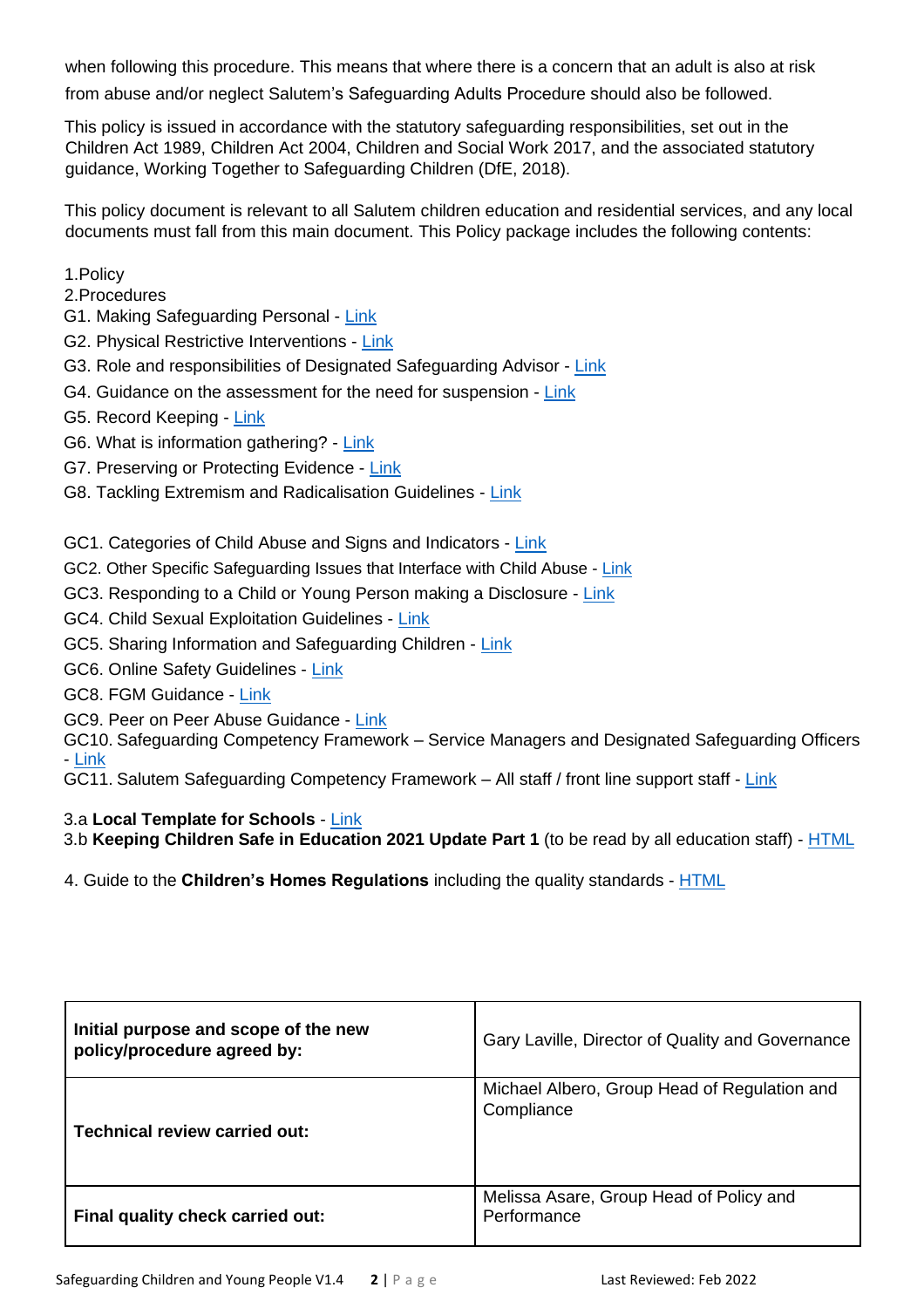when following this procedure. This means that where there is a concern that an adult is also at risk from abuse and/or neglect Salutem's Safeguarding Adults Procedure should also be followed.

This policy is issued in accordance with the statutory safeguarding responsibilities, set out in the Children Act 1989, Children Act 2004, Children and Social Work 2017, and the associated statutory guidance, Working Together to Safeguarding Children (DfE, 2018).

This policy document is relevant to all Salutem children education and residential services, and any local documents must fall from this main document. This Policy package includes the following contents:

1.Policy
2.Procedures
G1. Making Safeguarding Personal - Link
G2. Physical Restrictive Interventions - Link
G3. Role and responsibilities of Designated Safeguarding Advisor - Link
G4. Guidance on the assessment for the need for suspension - Link
G5. Record Keeping - Link
G6. What is information gathering? - Link
G7. Preserving or Protecting Evidence - Link
G8. Tackling Extremism and Radicalisation Guidelines - Link

GC1. Categories of Child Abuse and Signs and Indicators - Link
GC2. Other Specific Safeguarding Issues that Interface with Child Abuse - Link
GC3. Responding to a Child or Young Person making a Disclosure - Link
GC4. Child Sexual Exploitation Guidelines - Link
GC5. Sharing Information and Safeguarding Children - Link
GC6. Online Safety Guidelines - Link
GC8. FGM Guidance - Link
GC9. Peer on Peer Abuse Guidance - Link
GC10. Safeguarding Competency Framework – Service Managers and Designated Safeguarding Officers - Link
GC11. Salutem Safeguarding Competency Framework – All staff / front line support staff - Link

3.a **Local Template for Schools** - Link
3.b **Keeping Children Safe in Education 2021 Update Part 1** (to be read by all education staff) - HTML

4. Guide to the **Children's Homes Regulations** including the quality standards - HTML

| | |
|---|---|
| **Initial purpose and scope of the new policy/procedure agreed by:** | Gary Laville, Director of Quality and Governance |
| **Technical review carried out:** | Michael Albero, Group Head of Regulation and Compliance |
| **Final quality check carried out:** | Melissa Asare, Group Head of Policy and Performance |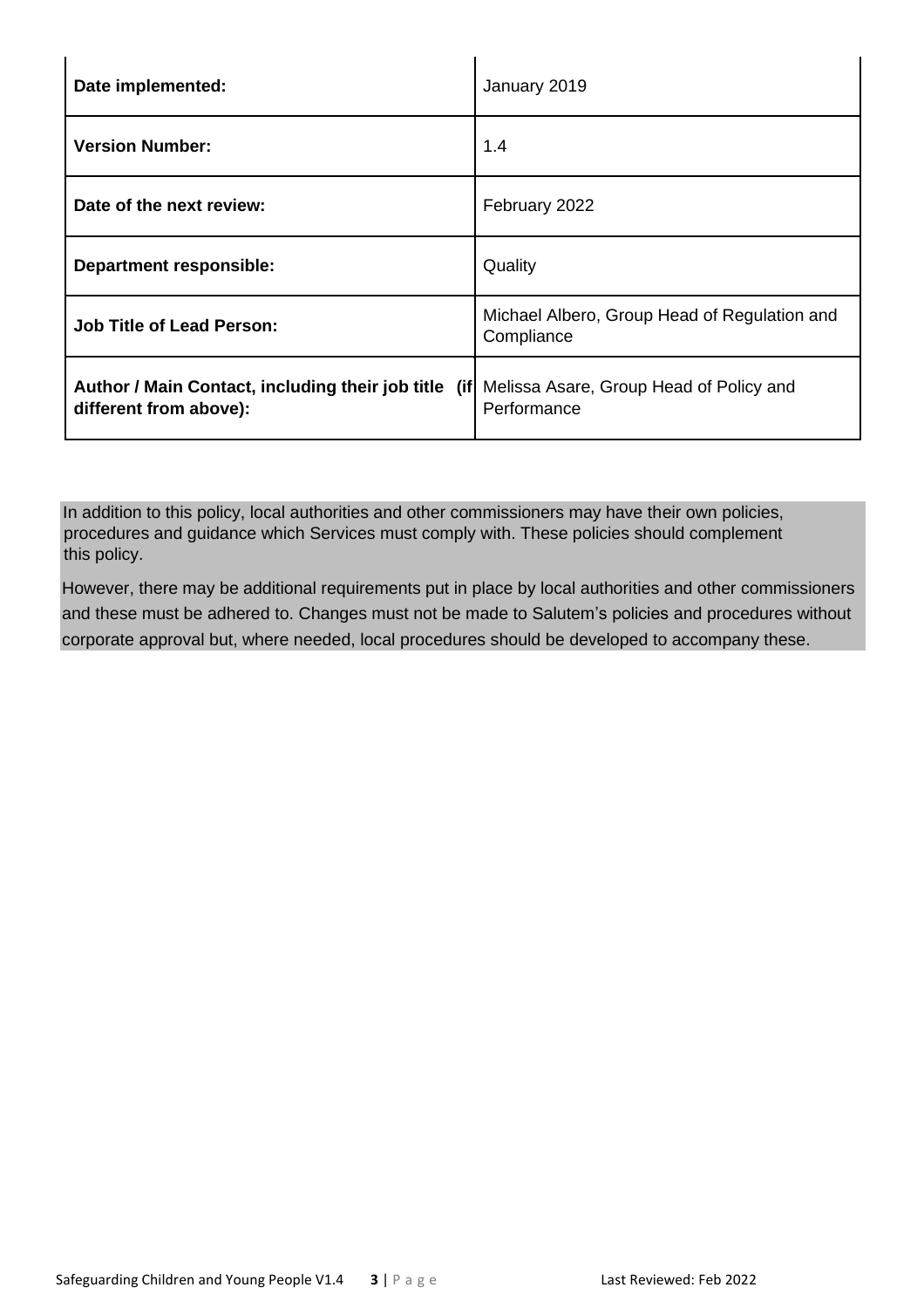| | |
|---|---|
| **Date implemented:** | January 2019 |
| **Version Number:** | 1.4 |
| **Date of the next review:** | February 2022 |
| **Department responsible:** | Quality |
| **Job Title of Lead Person:** | Michael Albero, Group Head of Regulation and Compliance |
| **Author / Main Contact, including their job title (if different from above):** | Melissa Asare, Group Head of Policy and Performance |

In addition to this policy, local authorities and other commissioners may have their own policies, procedures and guidance which Services must comply with. These policies should complement this policy.

However, there may be additional requirements put in place by local authorities and other commissioners and these must be adhered to. Changes must not be made to Salutem's policies and procedures without corporate approval but, where needed, local procedures should be developed to accompany these.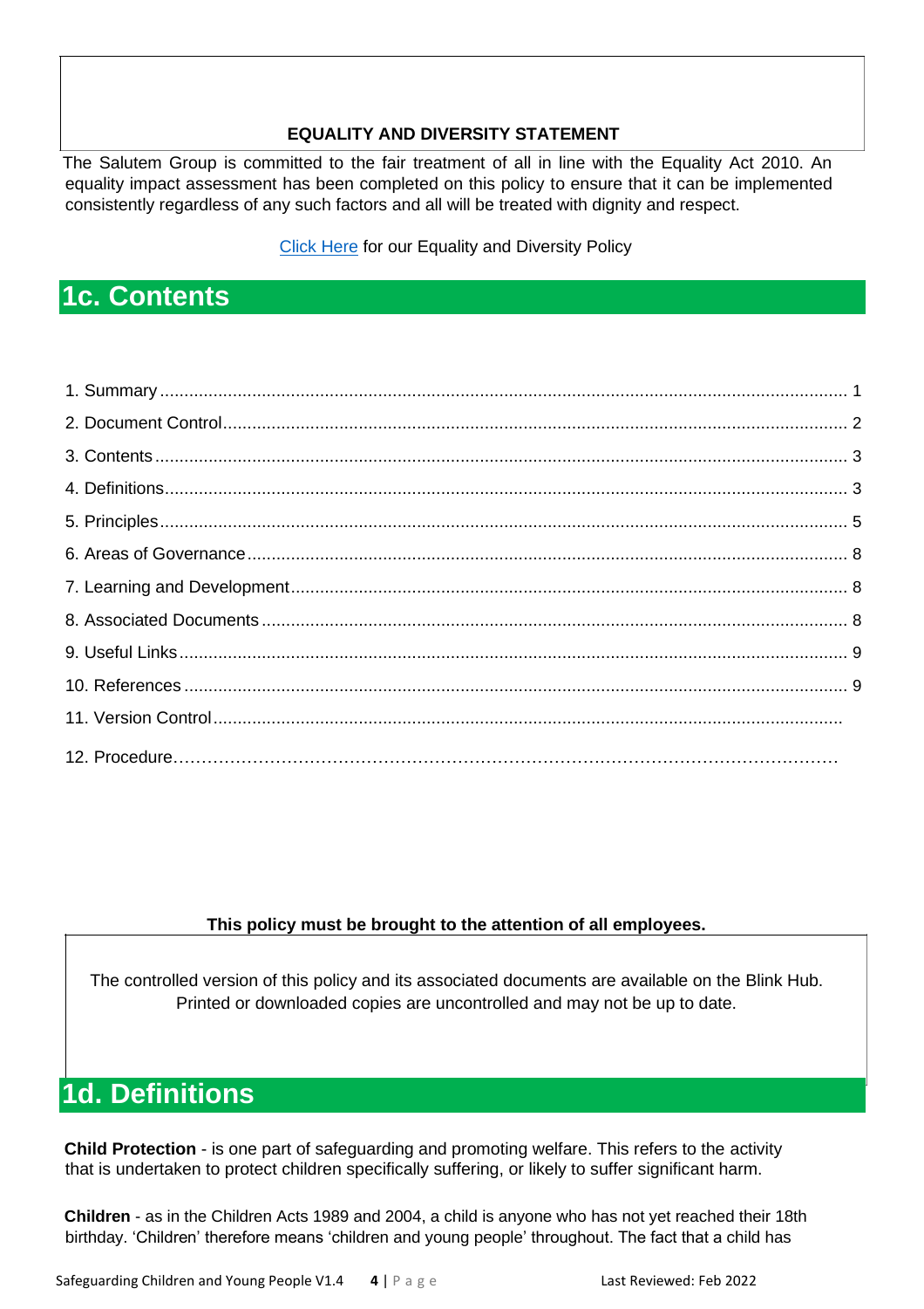**EQUALITY AND DIVERSITY STATEMENT**

The Salutem Group is committed to the fair treatment of all in line with the Equality Act 2010. An equality impact assessment has been completed on this policy to ensure that it can be implemented consistently regardless of any such factors and all will be treated with dignity and respect.

Click Here for our Equality and Diversity Policy

# 1c. Contents

1. Summary ..... 1
2. Document Control ..... 2
3. Contents ..... 3
4. Definitions ..... 3
5. Principles ..... 5
6. Areas of Governance ..... 8
7. Learning and Development ..... 8
8. Associated Documents ..... 8
9. Useful Links ..... 9
10. References ..... 9
11. Version Control .....
12. Procedure .....

**This policy must be brought to the attention of all employees.**

The controlled version of this policy and its associated documents are available on the Blink Hub. Printed or downloaded copies are uncontrolled and may not be up to date.

# 1d. Definitions

**Child Protection** - is one part of safeguarding and promoting welfare. This refers to the activity that is undertaken to protect children specifically suffering, or likely to suffer significant harm.

**Children** - as in the Children Acts 1989 and 2004, a child is anyone who has not yet reached their 18th birthday. 'Children' therefore means 'children and young people' throughout. The fact that a child has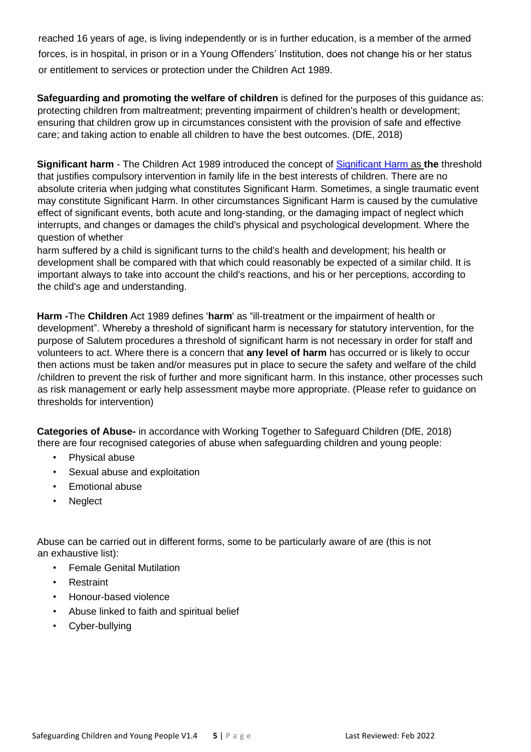reached 16 years of age, is living independently or is in further education, is a member of the armed forces, is in hospital, in prison or in a Young Offenders' Institution, does not change his or her status or entitlement to services or protection under the Children Act 1989.

**Safeguarding and promoting the welfare of children** is defined for the purposes of this guidance as: protecting children from maltreatment; preventing impairment of children's health or development; ensuring that children grow up in circumstances consistent with the provision of safe and effective care; and taking action to enable all children to have the best outcomes. (DfE, 2018)

**Significant harm** - The Children Act 1989 introduced the concept of Significant Harm as **the** threshold that justifies compulsory intervention in family life in the best interests of children. There are no absolute criteria when judging what constitutes Significant Harm. Sometimes, a single traumatic event may constitute Significant Harm. In other circumstances Significant Harm is caused by the cumulative effect of significant events, both acute and long-standing, or the damaging impact of neglect which interrupts, and changes or damages the child's physical and psychological development. Where the question of whether harm suffered by a child is significant turns to the child's health and development; his health or development shall be compared with that which could reasonably be expected of a similar child. It is important always to take into account the child's reactions, and his or her perceptions, according to the child's age and understanding.

**Harm -**The **Children** Act 1989 defines '**harm**' as "ill-treatment or the impairment of health or development". Whereby a threshold of significant harm is necessary for statutory intervention, for the purpose of Salutem procedures a threshold of significant harm is not necessary in order for staff and volunteers to act. Where there is a concern that **any level of harm** has occurred or is likely to occur then actions must be taken and/or measures put in place to secure the safety and welfare of the child /children to prevent the risk of further and more significant harm. In this instance, other processes such as risk management or early help assessment maybe more appropriate. (Please refer to guidance on thresholds for intervention)

**Categories of Abuse-** in accordance with Working Together to Safeguard Children (DfE, 2018) there are four recognised categories of abuse when safeguarding children and young people:

- Physical abuse
- Sexual abuse and exploitation
- Emotional abuse
- Neglect

Abuse can be carried out in different forms, some to be particularly aware of are (this is not an exhaustive list):

- Female Genital Mutilation
- Restraint
- Honour-based violence
- Abuse linked to faith and spiritual belief
- Cyber-bullying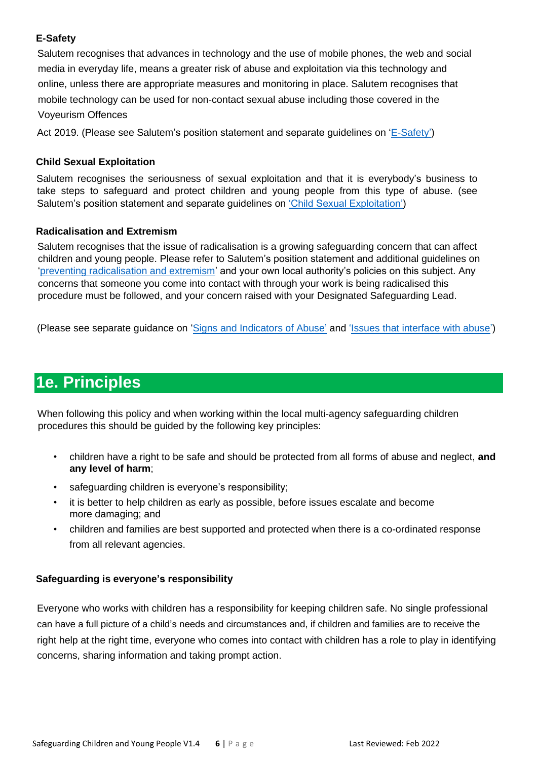### E-Safety

Salutem recognises that advances in technology and the use of mobile phones, the web and social media in everyday life, means a greater risk of abuse and exploitation via this technology and online, unless there are appropriate measures and monitoring in place. Salutem recognises that mobile technology can be used for non-contact sexual abuse including those covered in the Voyeurism Offences

Act 2019. (Please see Salutem's position statement and separate guidelines on 'E-Safety')

### Child Sexual Exploitation

Salutem recognises the seriousness of sexual exploitation and that it is everybody's business to take steps to safeguard and protect children and young people from this type of abuse. (see Salutem's position statement and separate guidelines on 'Child Sexual Exploitation')

### Radicalisation and Extremism

Salutem recognises that the issue of radicalisation is a growing safeguarding concern that can affect children and young people. Please refer to Salutem's position statement and additional guidelines on 'preventing radicalisation and extremism' and your own local authority's policies on this subject. Any concerns that someone you come into contact with through your work is being radicalised this procedure must be followed, and your concern raised with your Designated Safeguarding Lead.

(Please see separate guidance on 'Signs and Indicators of Abuse' and 'Issues that interface with abuse')

## 1e. Principles

When following this policy and when working within the local multi-agency safeguarding children procedures this should be guided by the following key principles:

- children have a right to be safe and should be protected from all forms of abuse and neglect, **and any level of harm**;
- safeguarding children is everyone's responsibility;
- it is better to help children as early as possible, before issues escalate and become more damaging; and
- children and families are best supported and protected when there is a co-ordinated response from all relevant agencies.

### Safeguarding is everyone's responsibility

Everyone who works with children has a responsibility for keeping children safe. No single professional can have a full picture of a child's needs and circumstances and, if children and families are to receive the right help at the right time, everyone who comes into contact with children has a role to play in identifying concerns, sharing information and taking prompt action.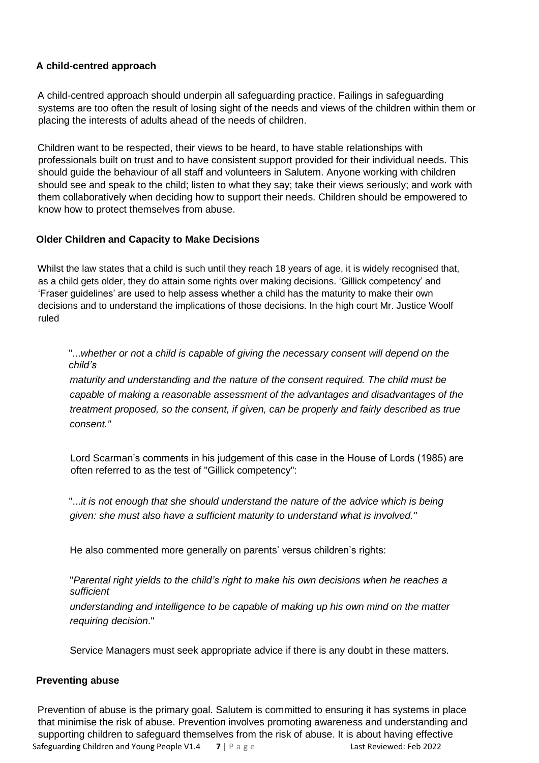**A child-centred approach**

A child-centred approach should underpin all safeguarding practice. Failings in safeguarding systems are too often the result of losing sight of the needs and views of the children within them or placing the interests of adults ahead of the needs of children.

Children want to be respected, their views to be heard, to have stable relationships with professionals built on trust and to have consistent support provided for their individual needs. This should guide the behaviour of all staff and volunteers in Salutem. Anyone working with children should see and speak to the child; listen to what they say; take their views seriously; and work with them collaboratively when deciding how to support their needs. Children should be empowered to know how to protect themselves from abuse.

**Older Children and Capacity to Make Decisions**

Whilst the law states that a child is such until they reach 18 years of age, it is widely recognised that, as a child gets older, they do attain some rights over making decisions. 'Gillick competency' and 'Fraser guidelines' are used to help assess whether a child has the maturity to make their own decisions and to understand the implications of those decisions. In the high court Mr. Justice Woolf ruled

> "...*whether or not a child is capable of giving the necessary consent will depend on the child's maturity and understanding and the nature of the consent required. The child must be capable of making a reasonable assessment of the advantages and disadvantages of the treatment proposed, so the consent, if given, can be properly and fairly described as true consent."*

Lord Scarman's comments in his judgement of this case in the House of Lords (1985) are often referred to as the test of "Gillick competency":

> "...*it is not enough that she should understand the nature of the advice which is being given: she must also have a sufficient maturity to understand what is involved."*

He also commented more generally on parents' versus children's rights:

> "*Parental right yields to the child's right to make his own decisions when he reaches a sufficient understanding and intelligence to be capable of making up his own mind on the matter requiring decision*."

Service Managers must seek appropriate advice if there is any doubt in these matters.

**Preventing abuse**

Prevention of abuse is the primary goal. Salutem is committed to ensuring it has systems in place that minimise the risk of abuse. Prevention involves promoting awareness and understanding and supporting children to safeguard themselves from the risk of abuse. It is about having effective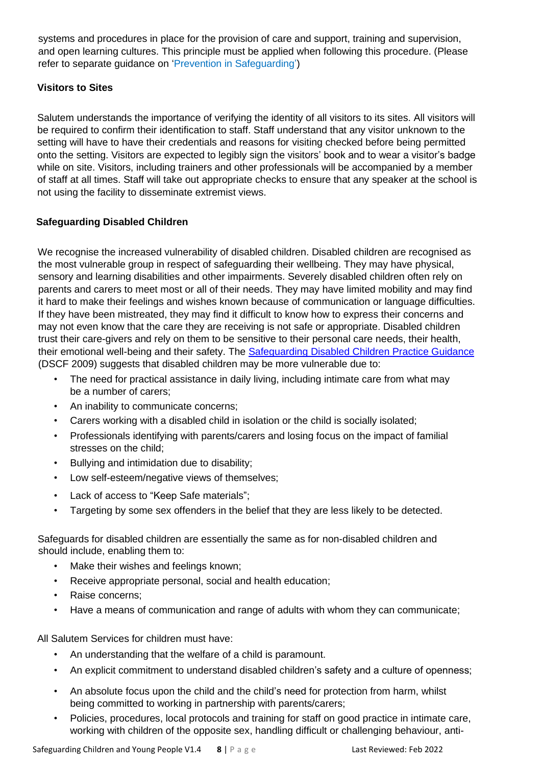systems and procedures in place for the provision of care and support, training and supervision, and open learning cultures. This principle must be applied when following this procedure. (Please refer to separate guidance on 'Prevention in Safeguarding')

**Visitors to Sites**

Salutem understands the importance of verifying the identity of all visitors to its sites. All visitors will be required to confirm their identification to staff. Staff understand that any visitor unknown to the setting will have to have their credentials and reasons for visiting checked before being permitted onto the setting. Visitors are expected to legibly sign the visitors' book and to wear a visitor's badge while on site. Visitors, including trainers and other professionals will be accompanied by a member of staff at all times. Staff will take out appropriate checks to ensure that any speaker at the school is not using the facility to disseminate extremist views.

**Safeguarding Disabled Children**

We recognise the increased vulnerability of disabled children. Disabled children are recognised as the most vulnerable group in respect of safeguarding their wellbeing. They may have physical, sensory and learning disabilities and other impairments. Severely disabled children often rely on parents and carers to meet most or all of their needs. They may have limited mobility and may find it hard to make their feelings and wishes known because of communication or language difficulties. If they have been mistreated, they may find it difficult to know how to express their concerns and may not even know that the care they are receiving is not safe or appropriate. Disabled children trust their care-givers and rely on them to be sensitive to their personal care needs, their health, their emotional well-being and their safety. The Safeguarding Disabled Children Practice Guidance (DSCF 2009) suggests that disabled children may be more vulnerable due to:

- The need for practical assistance in daily living, including intimate care from what may be a number of carers;
- An inability to communicate concerns;
- Carers working with a disabled child in isolation or the child is socially isolated;
- Professionals identifying with parents/carers and losing focus on the impact of familial stresses on the child;
- Bullying and intimidation due to disability;
- Low self-esteem/negative views of themselves;
- Lack of access to "Keep Safe materials";
- Targeting by some sex offenders in the belief that they are less likely to be detected.

Safeguards for disabled children are essentially the same as for non-disabled children and should include, enabling them to:

- Make their wishes and feelings known;
- Receive appropriate personal, social and health education;
- Raise concerns;
- Have a means of communication and range of adults with whom they can communicate;

All Salutem Services for children must have:

- An understanding that the welfare of a child is paramount.
- An explicit commitment to understand disabled children's safety and a culture of openness;
- An absolute focus upon the child and the child's need for protection from harm, whilst being committed to working in partnership with parents/carers;
- Policies, procedures, local protocols and training for staff on good practice in intimate care, working with children of the opposite sex, handling difficult or challenging behaviour, anti-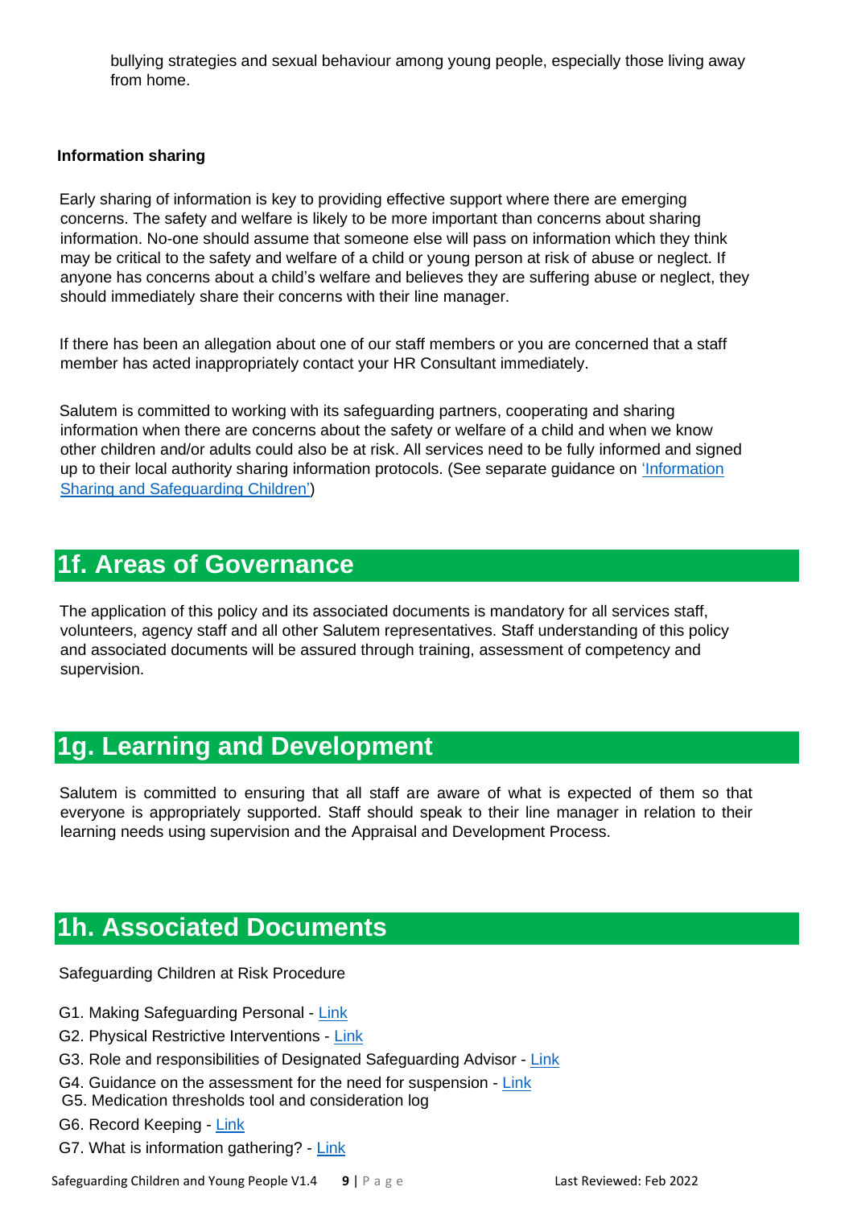bullying strategies and sexual behaviour among young people, especially those living away from home.

**Information sharing**

Early sharing of information is key to providing effective support where there are emerging concerns. The safety and welfare is likely to be more important than concerns about sharing information. No-one should assume that someone else will pass on information which they think may be critical to the safety and welfare of a child or young person at risk of abuse or neglect. If anyone has concerns about a child's welfare and believes they are suffering abuse or neglect, they should immediately share their concerns with their line manager.

If there has been an allegation about one of our staff members or you are concerned that a staff member has acted inappropriately contact your HR Consultant immediately.

Salutem is committed to working with its safeguarding partners, cooperating and sharing information when there are concerns about the safety or welfare of a child and when we know other children and/or adults could also be at risk. All services need to be fully informed and signed up to their local authority sharing information protocols. (See separate guidance on 'Information Sharing and Safeguarding Children')

## 1f. Areas of Governance

The application of this policy and its associated documents is mandatory for all services staff, volunteers, agency staff and all other Salutem representatives. Staff understanding of this policy and associated documents will be assured through training, assessment of competency and supervision.

## 1g. Learning and Development

Salutem is committed to ensuring that all staff are aware of what is expected of them so that everyone is appropriately supported. Staff should speak to their line manager in relation to their learning needs using supervision and the Appraisal and Development Process.

## 1h. Associated Documents

Safeguarding Children at Risk Procedure

G1. Making Safeguarding Personal - Link
G2. Physical Restrictive Interventions - Link
G3. Role and responsibilities of Designated Safeguarding Advisor - Link
G4. Guidance on the assessment for the need for suspension - Link
G5. Medication thresholds tool and consideration log
G6. Record Keeping - Link
G7. What is information gathering? - Link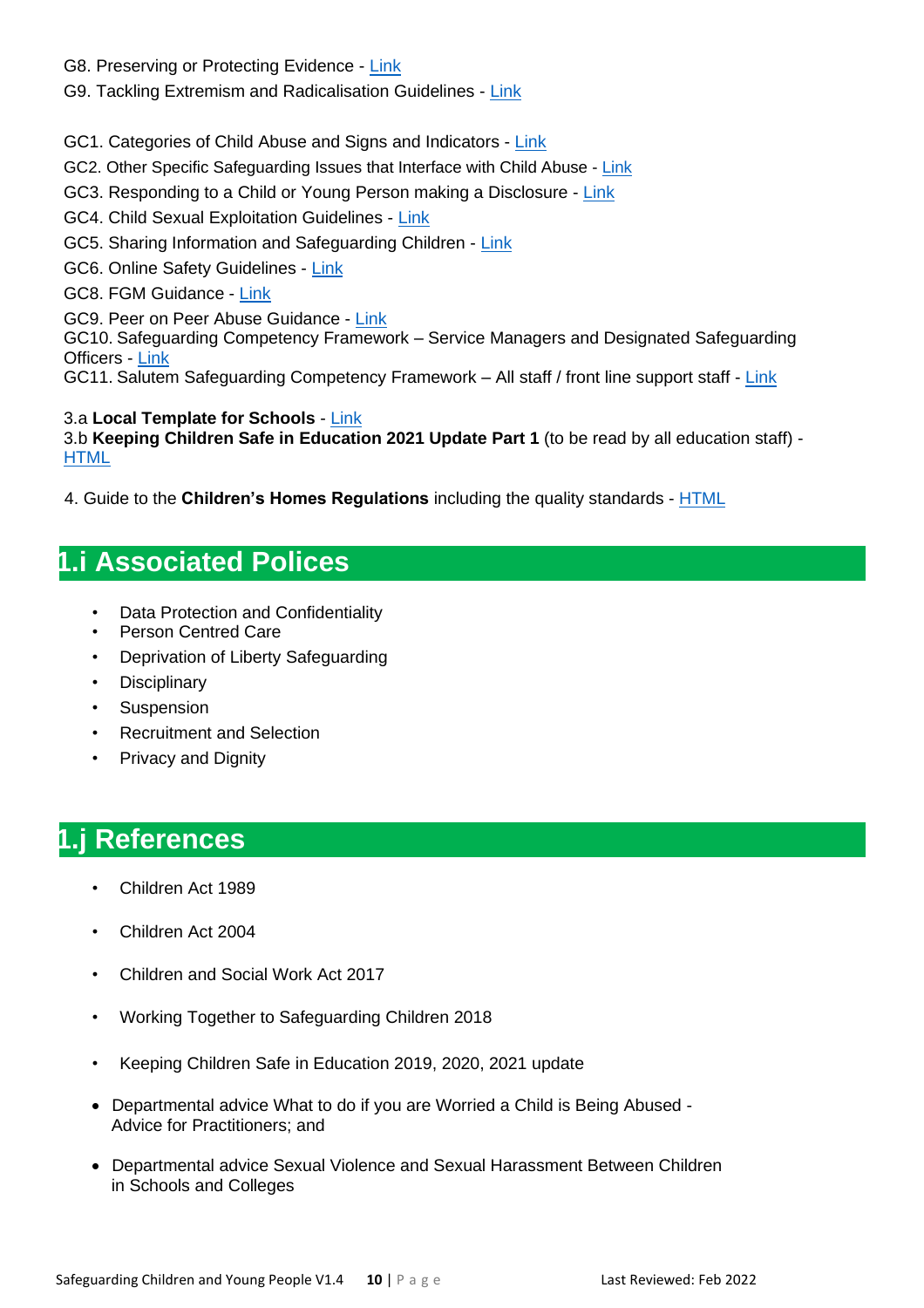G8. Preserving or Protecting Evidence - Link

G9. Tackling Extremism and Radicalisation Guidelines - Link

GC1. Categories of Child Abuse and Signs and Indicators - Link

GC2. Other Specific Safeguarding Issues that Interface with Child Abuse - Link

GC3. Responding to a Child or Young Person making a Disclosure - Link

GC4. Child Sexual Exploitation Guidelines - Link

GC5. Sharing Information and Safeguarding Children - Link

GC6. Online Safety Guidelines - Link

GC8. FGM Guidance - Link

GC9. Peer on Peer Abuse Guidance - Link

GC10. Safeguarding Competency Framework – Service Managers and Designated Safeguarding Officers - Link

GC11. Salutem Safeguarding Competency Framework – All staff / front line support staff - Link

3.a **Local Template for Schools** - Link

3.b **Keeping Children Safe in Education 2021 Update Part 1** (to be read by all education staff) - HTML

4. Guide to the **Children's Homes Regulations** including the quality standards - HTML

## 1.i Associated Polices

- Data Protection and Confidentiality
- Person Centred Care
- Deprivation of Liberty Safeguarding
- Disciplinary
- Suspension
- Recruitment and Selection
- Privacy and Dignity

## 1.j References

- Children Act 1989
- Children Act 2004
- Children and Social Work Act 2017
- Working Together to Safeguarding Children 2018
- Keeping Children Safe in Education 2019, 2020, 2021 update
- Departmental advice What to do if you are Worried a Child is Being Abused - Advice for Practitioners; and
- Departmental advice Sexual Violence and Sexual Harassment Between Children in Schools and Colleges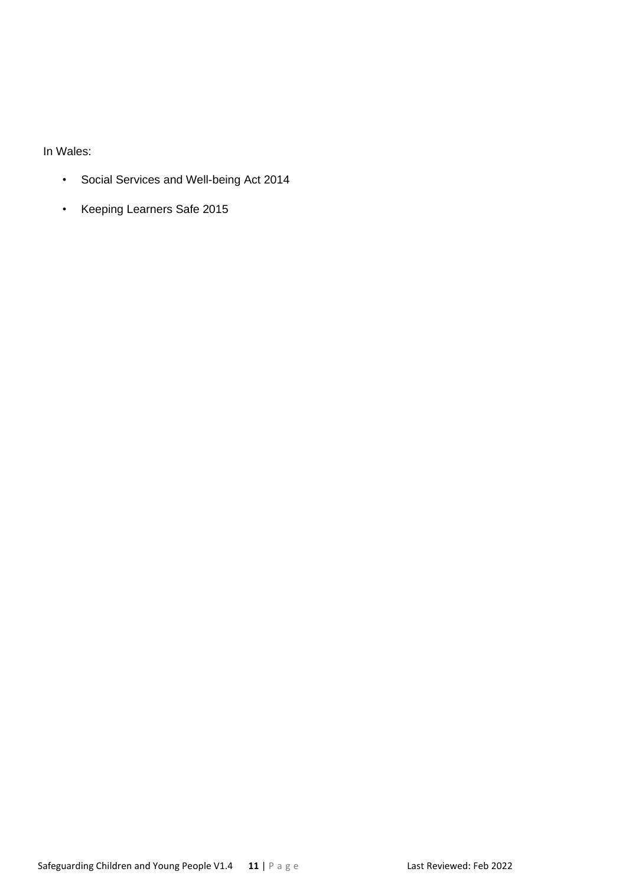In Wales:

- Social Services and Well-being Act 2014
- Keeping Learners Safe 2015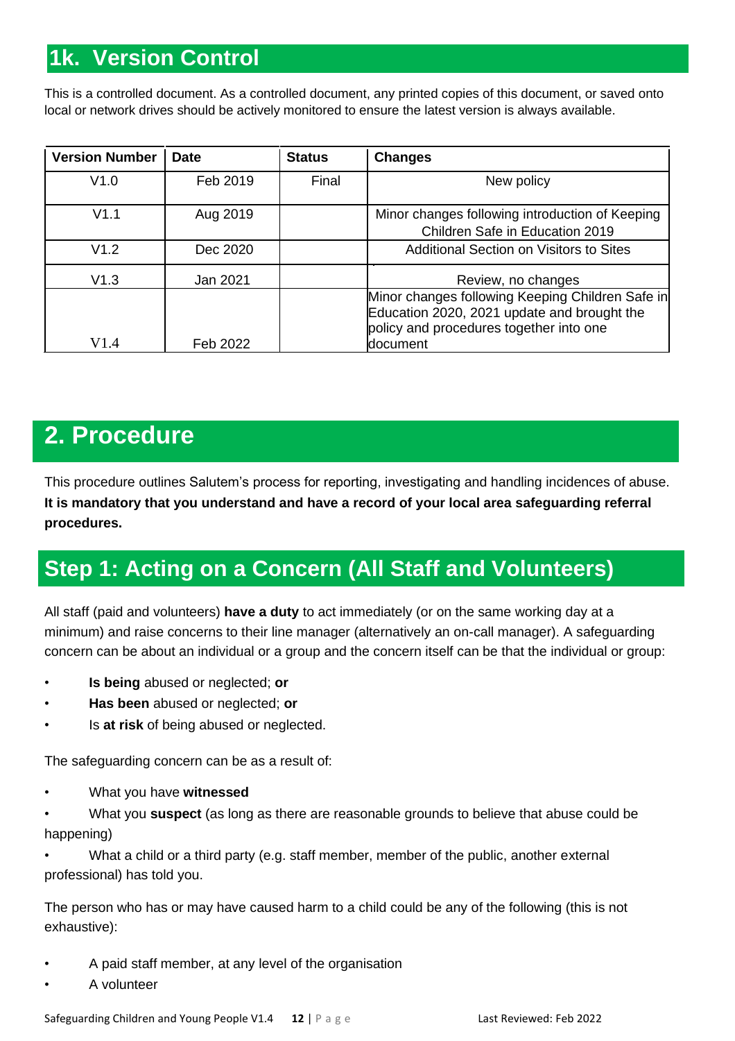## 1k. Version Control

This is a controlled document. As a controlled document, any printed copies of this document, or saved onto local or network drives should be actively monitored to ensure the latest version is always available.

| Version Number | Date | Status | Changes |
|---|---|---|---|
| V1.0 | Feb 2019 | Final | New policy |
| V1.1 | Aug 2019 | | Minor changes following introduction of Keeping Children Safe in Education 2019 |
| V1.2 | Dec 2020 | | Additional Section on Visitors to Sites |
| V1.3 | Jan 2021 | | Review, no changes |
| V1.4 | Feb 2022 | | Minor changes following Keeping Children Safe in Education 2020, 2021 update and brought the policy and procedures together into one document |

# 2. Procedure

This procedure outlines Salutem's process for reporting, investigating and handling incidences of abuse. **It is mandatory that you understand and have a record of your local area safeguarding referral procedures.**

## Step 1: Acting on a Concern (All Staff and Volunteers)

All staff (paid and volunteers) **have a duty** to act immediately (or on the same working day at a minimum) and raise concerns to their line manager (alternatively an on-call manager). A safeguarding concern can be about an individual or a group and the concern itself can be that the individual or group:

- **Is being** abused or neglected; **or**
- **Has been** abused or neglected; **or**
- Is **at risk** of being abused or neglected.

The safeguarding concern can be as a result of:

- What you have **witnessed**
- What you **suspect** (as long as there are reasonable grounds to believe that abuse could be happening)
- What a child or a third party (e.g. staff member, member of the public, another external professional) has told you.

The person who has or may have caused harm to a child could be any of the following (this is not exhaustive):

- A paid staff member, at any level of the organisation
- A volunteer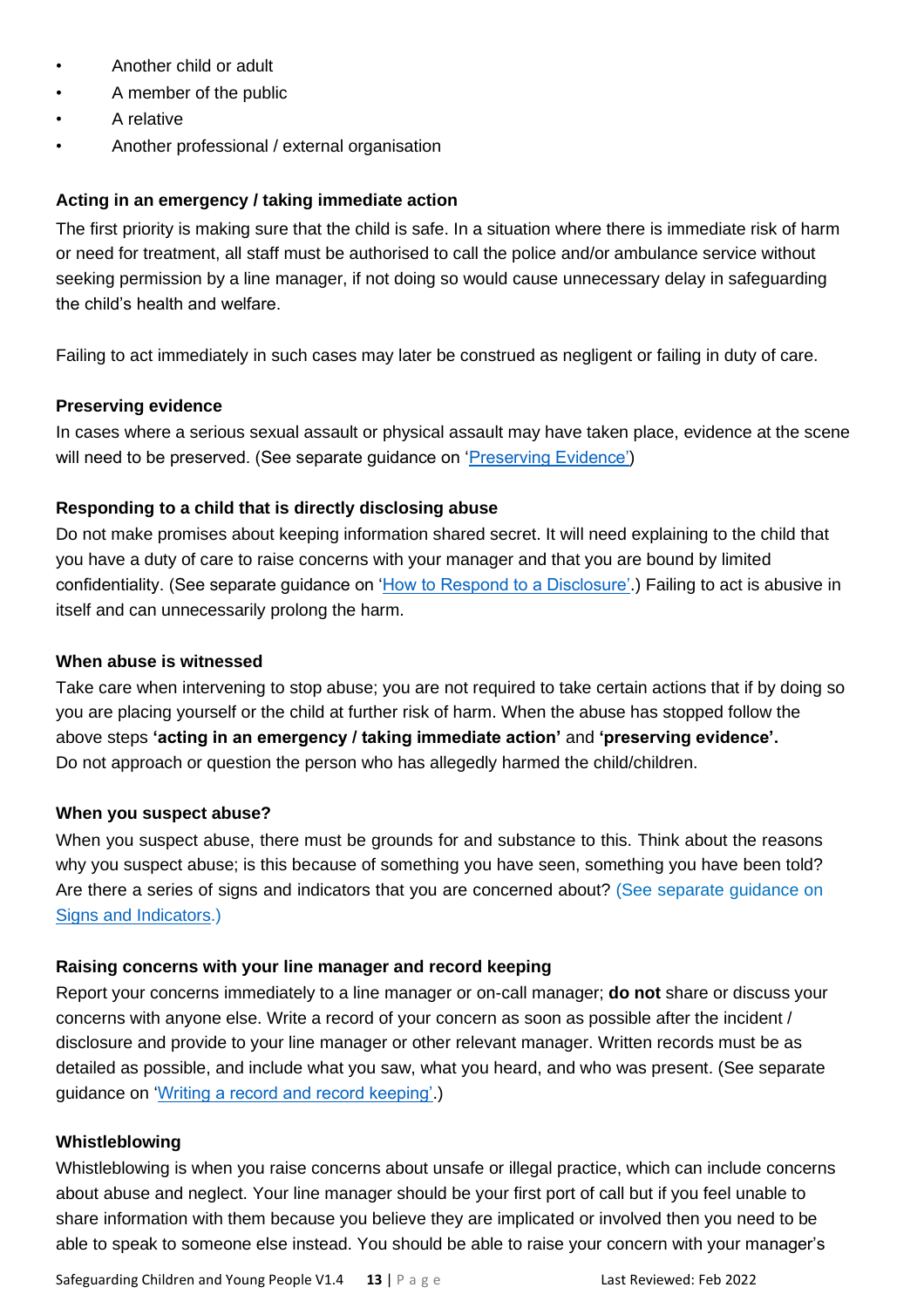- Another child or adult
- A member of the public
- A relative
- Another professional / external organisation

**Acting in an emergency / taking immediate action**

The first priority is making sure that the child is safe. In a situation where there is immediate risk of harm or need for treatment, all staff must be authorised to call the police and/or ambulance service without seeking permission by a line manager, if not doing so would cause unnecessary delay in safeguarding the child's health and welfare.

Failing to act immediately in such cases may later be construed as negligent or failing in duty of care.

**Preserving evidence**

In cases where a serious sexual assault or physical assault may have taken place, evidence at the scene will need to be preserved. (See separate guidance on 'Preserving Evidence')

**Responding to a child that is directly disclosing abuse**

Do not make promises about keeping information shared secret. It will need explaining to the child that you have a duty of care to raise concerns with your manager and that you are bound by limited confidentiality. (See separate guidance on 'How to Respond to a Disclosure'.) Failing to act is abusive in itself and can unnecessarily prolong the harm.

**When abuse is witnessed**

Take care when intervening to stop abuse; you are not required to take certain actions that if by doing so you are placing yourself or the child at further risk of harm. When the abuse has stopped follow the above steps **'acting in an emergency / taking immediate action'** and **'preserving evidence'.** Do not approach or question the person who has allegedly harmed the child/children.

**When you suspect abuse?**

When you suspect abuse, there must be grounds for and substance to this. Think about the reasons why you suspect abuse; is this because of something you have seen, something you have been told? Are there a series of signs and indicators that you are concerned about? (See separate guidance on Signs and Indicators.)

**Raising concerns with your line manager and record keeping**

Report your concerns immediately to a line manager or on-call manager; **do not** share or discuss your concerns with anyone else. Write a record of your concern as soon as possible after the incident / disclosure and provide to your line manager or other relevant manager. Written records must be as detailed as possible, and include what you saw, what you heard, and who was present. (See separate guidance on 'Writing a record and record keeping'.)

**Whistleblowing**

Whistleblowing is when you raise concerns about unsafe or illegal practice, which can include concerns about abuse and neglect. Your line manager should be your first port of call but if you feel unable to share information with them because you believe they are implicated or involved then you need to be able to speak to someone else instead. You should be able to raise your concern with your manager's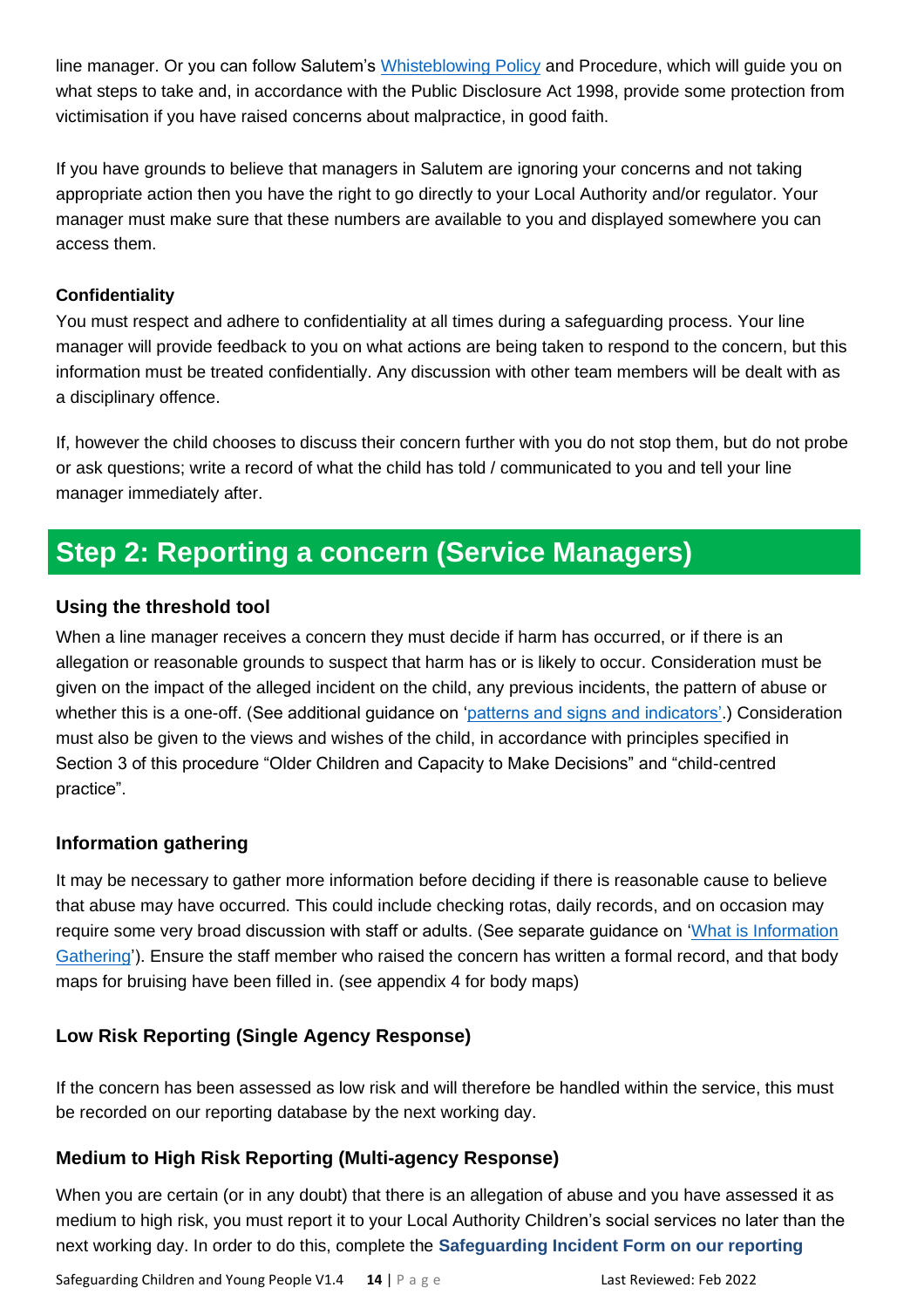line manager. Or you can follow Salutem's [Whisteblowing Policy](#) and Procedure, which will guide you on what steps to take and, in accordance with the Public Disclosure Act 1998, provide some protection from victimisation if you have raised concerns about malpractice, in good faith.

If you have grounds to believe that managers in Salutem are ignoring your concerns and not taking appropriate action then you have the right to go directly to your Local Authority and/or regulator. Your manager must make sure that these numbers are available to you and displayed somewhere you can access them.

**Confidentiality**

You must respect and adhere to confidentiality at all times during a safeguarding process. Your line manager will provide feedback to you on what actions are being taken to respond to the concern, but this information must be treated confidentially. Any discussion with other team members will be dealt with as a disciplinary offence.

If, however the child chooses to discuss their concern further with you do not stop them, but do not probe or ask questions; write a record of what the child has told / communicated to you and tell your line manager immediately after.

## Step 2: Reporting a concern (Service Managers)

### Using the threshold tool

When a line manager receives a concern they must decide if harm has occurred, or if there is an allegation or reasonable grounds to suspect that harm has or is likely to occur. Consideration must be given on the impact of the alleged incident on the child, any previous incidents, the pattern of abuse or whether this is a one-off. (See additional guidance on '[patterns and signs and indicators'.](#)) Consideration must also be given to the views and wishes of the child, in accordance with principles specified in Section 3 of this procedure "Older Children and Capacity to Make Decisions" and "child-centred practice".

### Information gathering

It may be necessary to gather more information before deciding if there is reasonable cause to believe that abuse may have occurred. This could include checking rotas, daily records, and on occasion may require some very broad discussion with staff or adults. (See separate guidance on '[What is Information Gathering](#)'). Ensure the staff member who raised the concern has written a formal record, and that body maps for bruising have been filled in. (see appendix 4 for body maps)

### Low Risk Reporting (Single Agency Response)

If the concern has been assessed as low risk and will therefore be handled within the service, this must be recorded on our reporting database by the next working day.

### Medium to High Risk Reporting (Multi-agency Response)

When you are certain (or in any doubt) that there is an allegation of abuse and you have assessed it as medium to high risk, you must report it to your Local Authority Children's social services no later than the next working day. In order to do this, complete the **Safeguarding Incident Form on our reporting**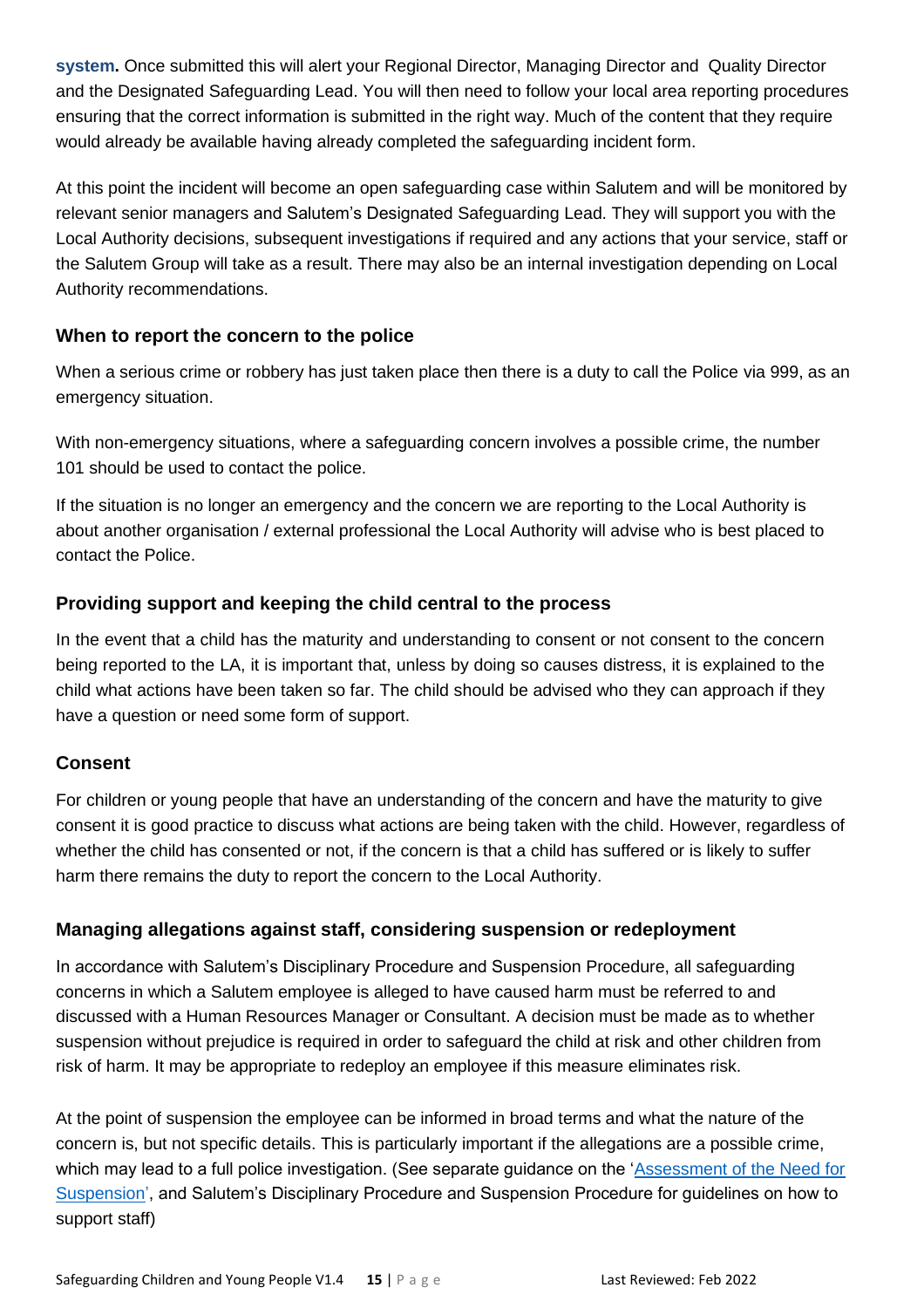**system.** Once submitted this will alert your Regional Director, Managing Director and Quality Director and the Designated Safeguarding Lead. You will then need to follow your local area reporting procedures ensuring that the correct information is submitted in the right way. Much of the content that they require would already be available having already completed the safeguarding incident form.

At this point the incident will become an open safeguarding case within Salutem and will be monitored by relevant senior managers and Salutem's Designated Safeguarding Lead. They will support you with the Local Authority decisions, subsequent investigations if required and any actions that your service, staff or the Salutem Group will take as a result. There may also be an internal investigation depending on Local Authority recommendations.

### When to report the concern to the police

When a serious crime or robbery has just taken place then there is a duty to call the Police via 999, as an emergency situation.

With non-emergency situations, where a safeguarding concern involves a possible crime, the number 101 should be used to contact the police.

If the situation is no longer an emergency and the concern we are reporting to the Local Authority is about another organisation / external professional the Local Authority will advise who is best placed to contact the Police.

### Providing support and keeping the child central to the process

In the event that a child has the maturity and understanding to consent or not consent to the concern being reported to the LA, it is important that, unless by doing so causes distress, it is explained to the child what actions have been taken so far. The child should be advised who they can approach if they have a question or need some form of support.

### Consent

For children or young people that have an understanding of the concern and have the maturity to give consent it is good practice to discuss what actions are being taken with the child. However, regardless of whether the child has consented or not, if the concern is that a child has suffered or is likely to suffer harm there remains the duty to report the concern to the Local Authority.

### Managing allegations against staff, considering suspension or redeployment

In accordance with Salutem's Disciplinary Procedure and Suspension Procedure, all safeguarding concerns in which a Salutem employee is alleged to have caused harm must be referred to and discussed with a Human Resources Manager or Consultant. A decision must be made as to whether suspension without prejudice is required in order to safeguard the child at risk and other children from risk of harm. It may be appropriate to redeploy an employee if this measure eliminates risk.

At the point of suspension the employee can be informed in broad terms and what the nature of the concern is, but not specific details. This is particularly important if the allegations are a possible crime, which may lead to a full police investigation. (See separate guidance on the 'Assessment of the Need for Suspension', and Salutem's Disciplinary Procedure and Suspension Procedure for guidelines on how to support staff)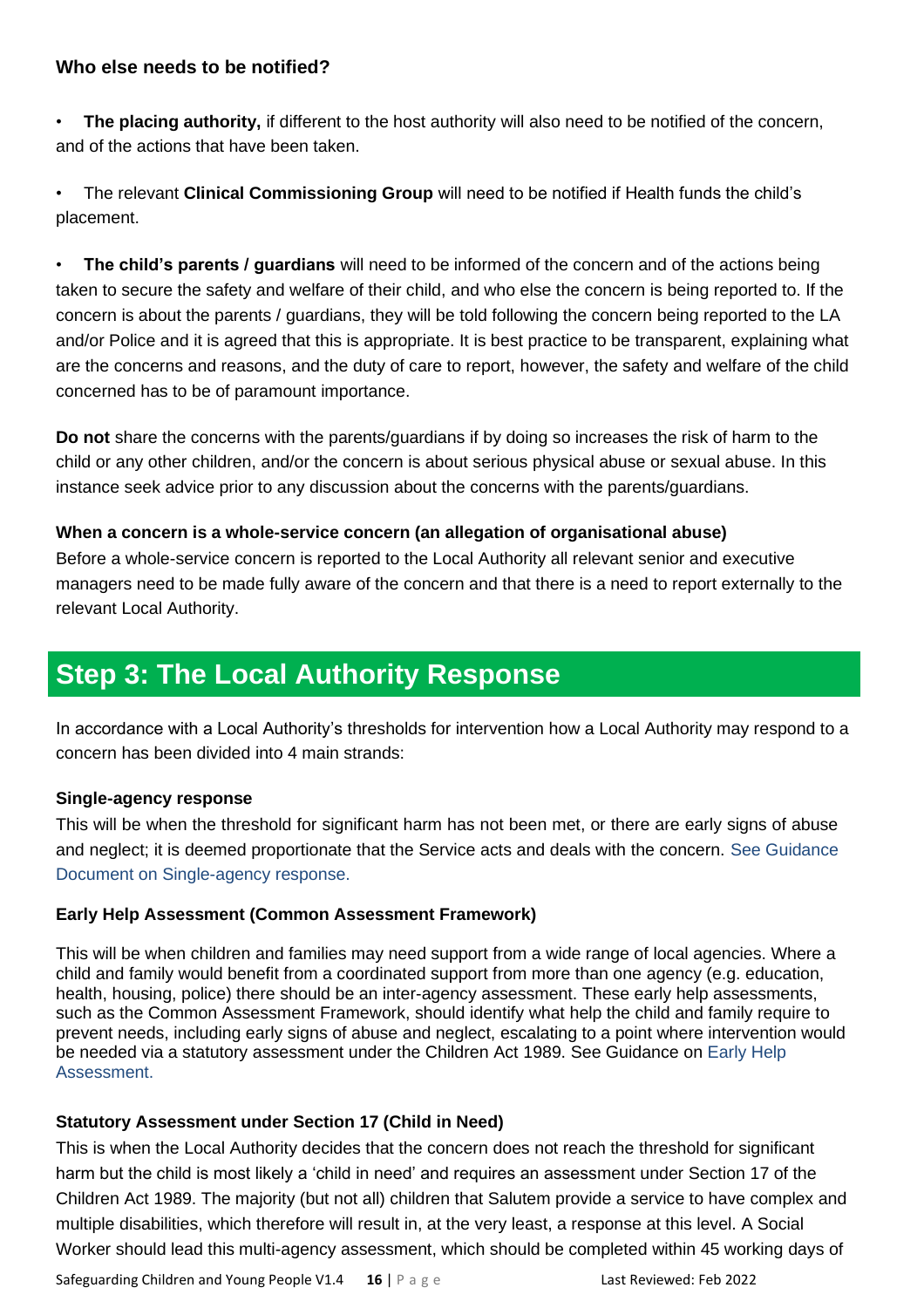**Who else needs to be notified?**

- **The placing authority,** if different to the host authority will also need to be notified of the concern, and of the actions that have been taken.

- The relevant **Clinical Commissioning Group** will need to be notified if Health funds the child's placement.

- **The child's parents / guardians** will need to be informed of the concern and of the actions being taken to secure the safety and welfare of their child, and who else the concern is being reported to. If the concern is about the parents / guardians, they will be told following the concern being reported to the LA and/or Police and it is agreed that this is appropriate. It is best practice to be transparent, explaining what are the concerns and reasons, and the duty of care to report, however, the safety and welfare of the child concerned has to be of paramount importance.

**Do not** share the concerns with the parents/guardians if by doing so increases the risk of harm to the child or any other children, and/or the concern is about serious physical abuse or sexual abuse. In this instance seek advice prior to any discussion about the concerns with the parents/guardians.

**When a concern is a whole-service concern (an allegation of organisational abuse)**

Before a whole-service concern is reported to the Local Authority all relevant senior and executive managers need to be made fully aware of the concern and that there is a need to report externally to the relevant Local Authority.

## Step 3: The Local Authority Response

In accordance with a Local Authority's thresholds for intervention how a Local Authority may respond to a concern has been divided into 4 main strands:

**Single-agency response**

This will be when the threshold for significant harm has not been met, or there are early signs of abuse and neglect; it is deemed proportionate that the Service acts and deals with the concern. See Guidance Document on Single-agency response.

**Early Help Assessment (Common Assessment Framework)**

This will be when children and families may need support from a wide range of local agencies. Where a child and family would benefit from a coordinated support from more than one agency (e.g. education, health, housing, police) there should be an inter-agency assessment. These early help assessments, such as the Common Assessment Framework, should identify what help the child and family require to prevent needs, including early signs of abuse and neglect, escalating to a point where intervention would be needed via a statutory assessment under the Children Act 1989. See Guidance on Early Help Assessment.

**Statutory Assessment under Section 17 (Child in Need)**

This is when the Local Authority decides that the concern does not reach the threshold for significant harm but the child is most likely a 'child in need' and requires an assessment under Section 17 of the Children Act 1989. The majority (but not all) children that Salutem provide a service to have complex and multiple disabilities, which therefore will result in, at the very least, a response at this level. A Social Worker should lead this multi-agency assessment, which should be completed within 45 working days of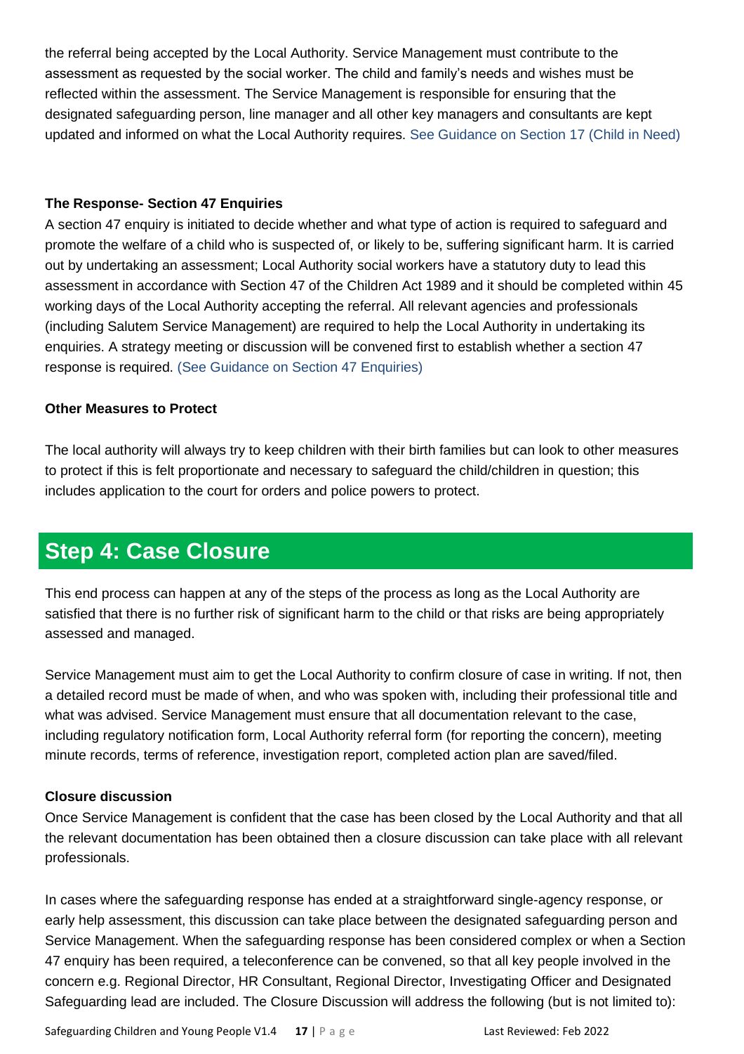the referral being accepted by the Local Authority. Service Management must contribute to the assessment as requested by the social worker. The child and family's needs and wishes must be reflected within the assessment. The Service Management is responsible for ensuring that the designated safeguarding person, line manager and all other key managers and consultants are kept updated and informed on what the Local Authority requires. See Guidance on Section 17 (Child in Need)

**The Response- Section 47 Enquiries**

A section 47 enquiry is initiated to decide whether and what type of action is required to safeguard and promote the welfare of a child who is suspected of, or likely to be, suffering significant harm. It is carried out by undertaking an assessment; Local Authority social workers have a statutory duty to lead this assessment in accordance with Section 47 of the Children Act 1989 and it should be completed within 45 working days of the Local Authority accepting the referral. All relevant agencies and professionals (including Salutem Service Management) are required to help the Local Authority in undertaking its enquiries. A strategy meeting or discussion will be convened first to establish whether a section 47 response is required. (See Guidance on Section 47 Enquiries)

**Other Measures to Protect**

The local authority will always try to keep children with their birth families but can look to other measures to protect if this is felt proportionate and necessary to safeguard the child/children in question; this includes application to the court for orders and police powers to protect.

## Step 4: Case Closure

This end process can happen at any of the steps of the process as long as the Local Authority are satisfied that there is no further risk of significant harm to the child or that risks are being appropriately assessed and managed.

Service Management must aim to get the Local Authority to confirm closure of case in writing. If not, then a detailed record must be made of when, and who was spoken with, including their professional title and what was advised. Service Management must ensure that all documentation relevant to the case, including regulatory notification form, Local Authority referral form (for reporting the concern), meeting minute records, terms of reference, investigation report, completed action plan are saved/filed.

**Closure discussion**

Once Service Management is confident that the case has been closed by the Local Authority and that all the relevant documentation has been obtained then a closure discussion can take place with all relevant professionals.

In cases where the safeguarding response has ended at a straightforward single-agency response, or early help assessment, this discussion can take place between the designated safeguarding person and Service Management. When the safeguarding response has been considered complex or when a Section 47 enquiry has been required, a teleconference can be convened, so that all key people involved in the concern e.g. Regional Director, HR Consultant, Regional Director, Investigating Officer and Designated Safeguarding lead are included. The Closure Discussion will address the following (but is not limited to):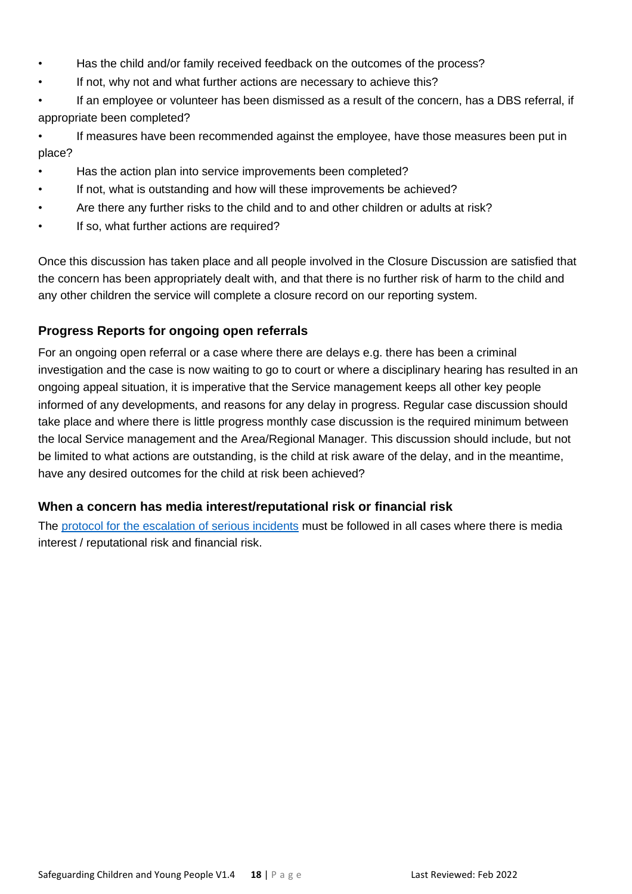- Has the child and/or family received feedback on the outcomes of the process?
- If not, why not and what further actions are necessary to achieve this?
- If an employee or volunteer has been dismissed as a result of the concern, has a DBS referral, if appropriate been completed?
- If measures have been recommended against the employee, have those measures been put in place?
- Has the action plan into service improvements been completed?
- If not, what is outstanding and how will these improvements be achieved?
- Are there any further risks to the child and to and other children or adults at risk?
- If so, what further actions are required?

Once this discussion has taken place and all people involved in the Closure Discussion are satisfied that the concern has been appropriately dealt with, and that there is no further risk of harm to the child and any other children the service will complete a closure record on our reporting system.

### Progress Reports for ongoing open referrals

For an ongoing open referral or a case where there are delays e.g. there has been a criminal investigation and the case is now waiting to go to court or where a disciplinary hearing has resulted in an ongoing appeal situation, it is imperative that the Service management keeps all other key people informed of any developments, and reasons for any delay in progress. Regular case discussion should take place and where there is little progress monthly case discussion is the required minimum between the local Service management and the Area/Regional Manager. This discussion should include, but not be limited to what actions are outstanding, is the child at risk aware of the delay, and in the meantime, have any desired outcomes for the child at risk been achieved?

### When a concern has media interest/reputational risk or financial risk

The protocol for the escalation of serious incidents must be followed in all cases where there is media interest / reputational risk and financial risk.